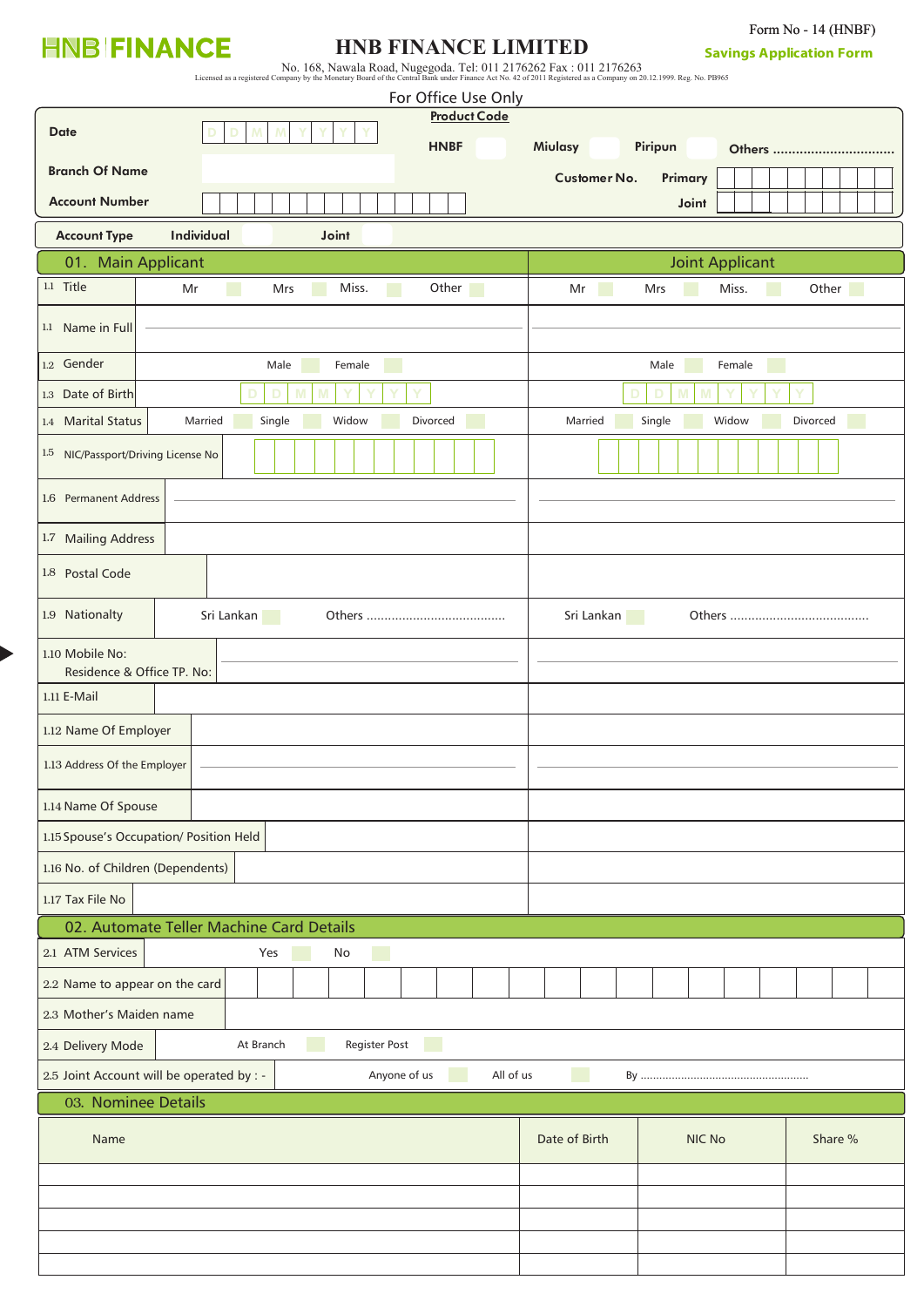HNB FINANCE

# HNB FINANCE LIMITED

No. 168, Nawala Road, Nugegoda. Tel: 011 2176262 Fax : 011 2176263

Licensed as a registered Company by the Monetary Board of the Central Bank under Finance Act No. 42 of 2011 Registered as a Company on 20.12.1999. Reg. No. PB965

Form No - 14 (HNBF)

**Savings Application Form**

For Office Use Only

| | | | |
|---|---|---|---|
| **Date** | D D M M Y Y Y Y | **Product Code** HNBF ☐ Miulasy ☐ Piripun ☐ Others ............................... | |
| **Branch Of Name** | | **Customer No.** | **Primary** |
| **Account Number** | | | **Joint** |

**Account Type** Individual ☐ Joint ☐

| 01. Main Applicant | | Joint Applicant |
|---|---|---|
| 1.1 Title | Mr ☐ Mrs ☐ Miss. ☐ Other ☐ | Mr ☐ Mrs ☐ Miss. ☐ Other ☐ |
| 1.1 Name in Full | | |
| 1.2 Gender | Male ☐ Female ☐ | Male ☐ Female ☐ |
| 1.3 Date of Birth | D D M M Y Y Y Y | D D M M Y Y Y Y |
| 1.4 Marital Status | Married ☐ Single ☐ Widow ☐ Divorced ☐ | Married ☐ Single ☐ Widow ☐ Divorced ☐ |
| 1.5 NIC/Passport/Driving License No | | |
| 1.6 Permanent Address | | |
| 1.7 Mailing Address | | |
| 1.8 Postal Code | | |
| 1.9 Nationalty | Sri Lankan ☐ Others ...................................... | Sri Lankan ☐ Others ...................................... |
| 1.10 Mobile No: Residence & Office TP. No: | | |
| 1.11 E-Mail | | |
| 1.12 Name Of Employer | | |
| 1.13 Address Of the Employer | | |
| 1.14 Name Of Spouse | | |
| 1.15 Spouse's Occupation/ Position Held | | |
| 1.16 No. of Children (Dependents) | | |
| 1.17 Tax File No | | |

## 02. Automate Teller Machine Card Details

| | |
|---|---|
| 2.1 ATM Services | Yes ☐ No ☐ |
| 2.2 Name to appear on the card | |
| 2.3 Mother's Maiden name | |
| 2.4 Delivery Mode | At Branch ☐ Register Post ☐ |
| 2.5 Joint Account will be operated by : - | Anyone of us ☐ All of us ☐ By ..................................................... |

## 03. Nominee Details

| Name | Date of Birth | NIC No | Share % |
|---|---|---|---|
| | | | |
| | | | |
| | | | |
| | | | |
| | | | |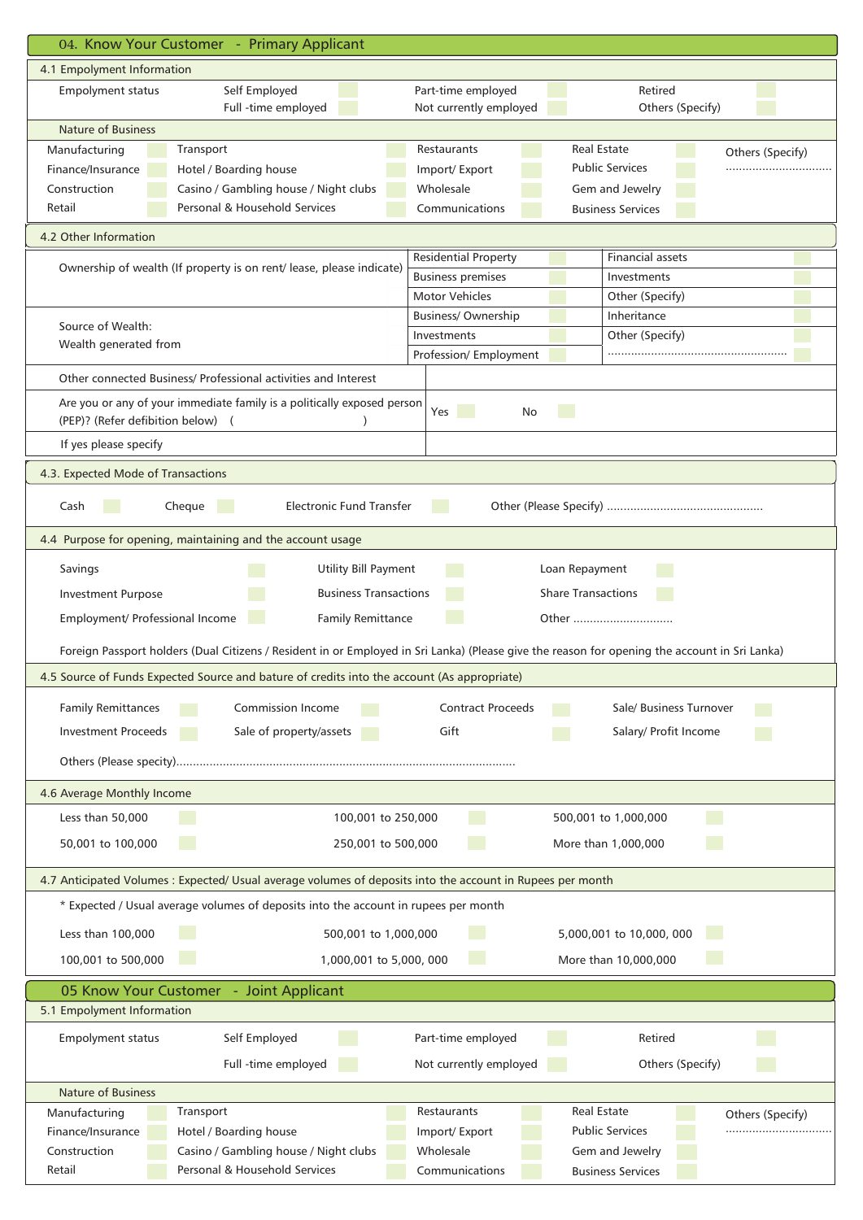## 04. Know Your Customer - Primary Applicant

### 4.1 Empolyment Information

| Empolyment status | Self Employed | | Part-time employed | | Retired | |
|---|---|---|---|---|---|---|
| | Full -time employed | | Not currently employed | | Others (Specify) | |

**Nature of Business**

| | | | | | | | | |
|---|---|---|---|---|---|---|---|---|
| Manufacturing | | Transport | | Restaurants | | Real Estate | | Others (Specify) |
| Finance/Insurance | | Hotel / Boarding house | | Import/ Export | | Public Services | | ................................ |
| Construction | | Casino / Gambling house / Night clubs | | Wholesale | | Gem and Jewelry | | |
| Retail | | Personal & Household Services | | Communications | | Business Services | | |

### 4.2 Other Information

| | | | | |
|---|---|---|---|---|
| Ownership of wealth (If property is on rent/ lease, please indicate) | Residential Property | | Financial assets | |
| | Business premises | | Investments | |
| | Motor Vehicles | | Other (Specify) | |
| Source of Wealth: Wealth generated from | Business/ Ownership | | Inheritance | |
| | Investments | | Other (Specify) | |
| | Profession/ Employment | | ...................................................... | |
| Other connected Business/ Professional activities and Interest | | | | |
| Are you or any of your immediate family is a politically exposed person (PEP)? (Refer defibition below) ( ) | Yes | | No | |
| If yes please specify | | | | |

### 4.3. Expected Mode of Transactions

Cash ☐ Cheque ☐ Electronic Fund Transfer ☐ Other (Please Specify) ...............................................

### 4.4 Purpose for opening, maintaining and the account usage

| | | | | | |
|---|---|---|---|---|---|
| Savings | | Utility Bill Payment | | Loan Repayment | |
| Investment Purpose | | Business Transactions | | Share Transactions | |
| Employment/ Professional Income | | Family Remittance | | Other .............................. | |

Foreign Passport holders (Dual Citizens / Resident in or Employed in Sri Lanka) (Please give the reason for opening the account in Sri Lanka)

### 4.5 Source of Funds Expected Source and bature of credits into the account (As appropriate)

| | | | | | | | |
|---|---|---|---|---|---|---|---|
| Family Remittances | | Commission Income | | Contract Proceeds | | Sale/ Business Turnover | |
| Investment Proceeds | | Sale of property/assets | | Gift | | Salary/ Profit Income | |

Others (Please specity).....................................................................................................

### 4.6 Average Monthly Income

| | | | | | |
|---|---|---|---|---|---|
| Less than 50,000 | | 100,001 to 250,000 | | 500,001 to 1,000,000 | |
| 50,001 to 100,000 | | 250,001 to 500,000 | | More than 1,000,000 | |

### 4.7 Anticipated Volumes : Expected/ Usual average volumes of deposits into the account in Rupees per month

* Expected / Usual average volumes of deposits into the account in rupees per month

| | | | | | |
|---|---|---|---|---|---|
| Less than 100,000 | | 500,001 to 1,000,000 | | 5,000,001 to 10,000, 000 | |
| 100,001 to 500,000 | | 1,000,001 to 5,000, 000 | | More than 10,000,000 | |

## 05 Know Your Customer - Joint Applicant

### 5.1 Empolyment Information

| Empolyment status | Self Employed | | Part-time employed | | Retired | |
|---|---|---|---|---|---|---|
| | Full -time employed | | Not currently employed | | Others (Specify) | |

**Nature of Business**

| | | | | | | | | |
|---|---|---|---|---|---|---|---|---|
| Manufacturing | | Transport | | Restaurants | | Real Estate | | Others (Specify) |
| Finance/Insurance | | Hotel / Boarding house | | Import/ Export | | Public Services | | ................................ |
| Construction | | Casino / Gambling house / Night clubs | | Wholesale | | Gem and Jewelry | | |
| Retail | | Personal & Household Services | | Communications | | Business Services | | |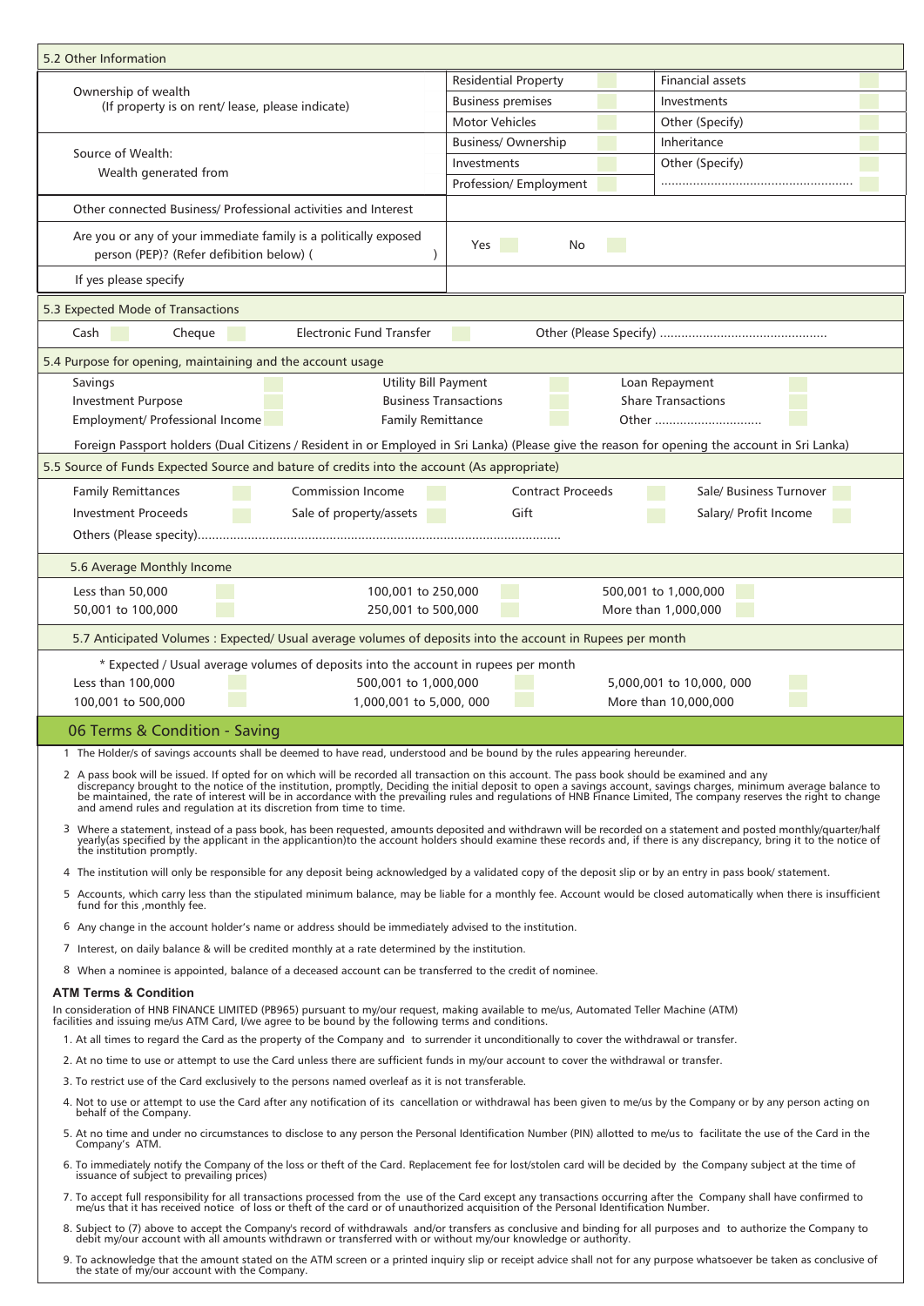## 5.2 Other Information

| | | | | |
|---|---|---|---|---|
| Ownership of wealth (If property is on rent/ lease, please indicate) | Residential Property | | Financial assets | |
| | Business premises | | Investments | |
| | Motor Vehicles | | Other (Specify) | |
| Source of Wealth: Wealth generated from | Business/ Ownership | | Inheritance | |
| | Investments | | Other (Specify) | |
| | Profession/ Employment | | ..................................................... | |
| Other connected Business/ Professional activities and Interest | | | | |
| Are you or any of your immediate family is a politically exposed person (PEP)? (Refer defibition below) ( ) | Yes | | No | |
| If yes please specify | | | | |

## 5.3 Expected Mode of Transactions

Cash ☐ Cheque ☐ Electronic Fund Transfer ☐ Other (Please Specify) ...............................................

## 5.4 Purpose for opening, maintaining and the account usage

| | | | | | |
|---|---|---|---|---|---|
| Savings | ☐ | Utility Bill Payment | ☐ | Loan Repayment | ☐ |
| Investment Purpose | ☐ | Business Transactions | ☐ | Share Transactions | ☐ |
| Employment/ Professional Income | ☐ | Family Remittance | ☐ | Other .............................. | ☐ |

Foreign Passport holders (Dual Citizens / Resident in or Employed in Sri Lanka) (Please give the reason for opening the account in Sri Lanka)

## 5.5 Source of Funds Expected Source and bature of credits into the account (As appropriate)

| | | | | | | | |
|---|---|---|---|---|---|---|---|
| Family Remittances | ☐ | Commission Income | ☐ | Contract Proceeds | ☐ | Sale/ Business Turnover | ☐ |
| Investment Proceeds | ☐ | Sale of property/assets | ☐ | Gift | ☐ | Salary/ Profit Income | ☐ |

Others (Please specity).....................................................................................................

## 5.6 Average Monthly Income

| | | | | | |
|---|---|---|---|---|---|
| Less than 50,000 | ☐ | 100,001 to 250,000 | ☐ | 500,001 to 1,000,000 | ☐ |
| 50,001 to 100,000 | ☐ | 250,001 to 500,000 | ☐ | More than 1,000,000 | ☐ |

## 5.7 Anticipated Volumes : Expected/ Usual average volumes of deposits into the account in Rupees per month

* Expected / Usual average volumes of deposits into the account in rupees per month

| | | | | | |
|---|---|---|---|---|---|
| Less than 100,000 | ☐ | 500,001 to 1,000,000 | ☐ | 5,000,001 to 10,000, 000 | ☐ |
| 100,001 to 500,000 | ☐ | 1,000,001 to 5,000, 000 | ☐ | More than 10,000,000 | ☐ |

# 06 Terms & Condition - Saving

1. The Holder/s of savings accounts shall be deemed to have read, understood and be bound by the rules appearing hereunder.
2. A pass book will be issued. If opted for on which will be recorded all transaction on this account. The pass book should be examined and any discrepancy brought to the notice of the institution, promptly, Deciding the initial deposit to open a savings account, savings charges, minimum average balance to be maintained, the rate of interest will be in accordance with the prevailing rules and regulations of HNB Finance Limited, The company reserves the right to change and amend rules and regulation at its discretion from time to time.
3. Where a statement, instead of a pass book, has been requested, amounts deposited and withdrawn will be recorded on a statement and posted monthly/quarter/half yearly(as specified by the applicant in the application)to the account holders should examine these records and, if there is any discrepancy, bring it to the notice of the institution promptly.
4. The institution will only be responsible for any deposit being acknowledged by a validated copy of the deposit slip or by an entry in pass book/ statement.
5. Accounts, which carry less than the stipulated minimum balance, may be liable for a monthly fee. Account would be closed automatically when there is insufficient fund for this ,monthly fee.
6. Any change in the account holder's name or address should be immediately advised to the institution.
7. Interest, on daily balance & will be credited monthly at a rate determined by the institution.
8. When a nominee is appointed, balance of a deceased account can be transferred to the credit of nominee.

### ATM Terms & Condition

In consideration of HNB FINANCE LIMITED (PB965) pursuant to my/our request, making available to me/us, Automated Teller Machine (ATM) facilities and issuing me/us ATM Card, I/we agree to be bound by the following terms and conditions.

1. At all times to regard the Card as the property of the Company and to surrender it unconditionally to cover the withdrawal or transfer.
2. At no time to use or attempt to use the Card unless there are sufficient funds in my/our account to cover the withdrawal or transfer.
3. To restrict use of the Card exclusively to the persons named overleaf as it is not transferable.
4. Not to use or attempt to use the Card after any notification of its cancellation or withdrawal has been given to me/us by the Company or by any person acting on behalf of the Company.
5. At no time and under no circumstances to disclose to any person the Personal Identification Number (PIN) allotted to me/us to facilitate the use of the Card in the Company's ATM.
6. To immediately notify the Company of the loss or theft of the Card. Replacement fee for lost/stolen card will be decided by the Company subject at the time of issuance of subject to prevailing prices)
7. To accept full responsibility for all transactions processed from the use of the Card except any transactions occurring after the Company shall have confirmed to me/us that it has received notice of loss or theft of the card or of unauthorized acquisition of the Personal Identification Number.
8. Subject to (7) above to accept the Company's record of withdrawals and/or transfers as conclusive and binding for all purposes and to authorize the Company to debit my/our account with all amounts withdrawn or transferred with or without my/our knowledge or authority.
9. To acknowledge that the amount stated on the ATM screen or a printed inquiry slip or receipt advice shall not for any purpose whatsoever be taken as conclusive of the state of my/our account with the Company.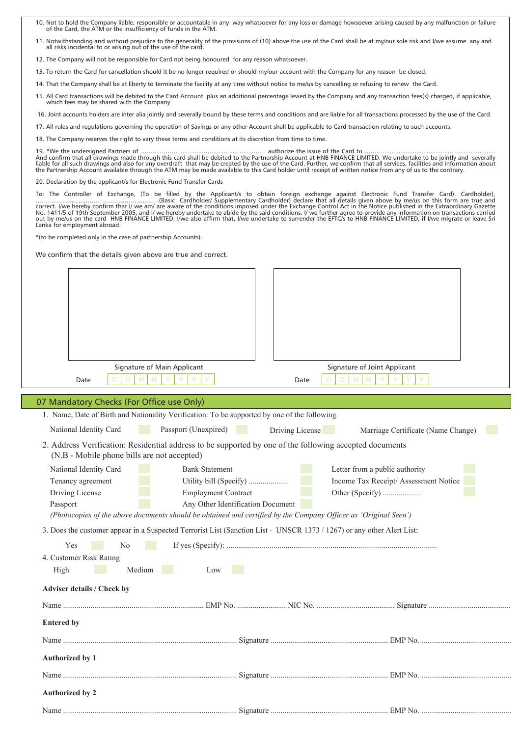10. Not to hold the Company liable, responsible or accountable in any way whatsoever for any loss or damage howsoever arising caused by any malfunction or failure of the Card, the ATM or the insufficiency of funds in the ATM.

11. Notwithstanding and without prejudice to the generality of the provisions of (10) above the use of the Card shall be at my/our sole risk and I/we assume any and all risks incidental to or arising out of the use of the card.

12. The Company will not be responsible for Card not being honoured for any reason whatsoever.

13. To return the Card for cancellation should it be no longer required or should my/our account with the Company for any reason be closed.

14. That the Company shall be at liberty to terminate the facility at any time without notice to me/us by cancelling or refusing to renew the Card.

15. All Card transactions will be debited to the Card Account plus an additional percentage levied by the Company and any transaction fees(s) charged, if applicable, which fees may be shared with the Company

16. Joint accounts holders are inter alia jointly and severally bound by these terms and conditions and are liable for all transactions processed by the use of the Card.

17. All rules and regulations governing the operation of Savings or any other Account shall be applicable to Card transaction relating to such accounts.

18. The Company reserves the right to vary these terms and conditions at its discretion from time to time.

19. *We the undersigned Partners of ...................................................................... authorize the issue of the Card to ...................................................................... And confirm that all drawings made through this card shall be debited to the Partnership Account at HNB FINANCE LIMITED. We undertake to be jointly and severally liable for all such drawings and also for any overdraft that may be created by the use of the Card. Further, we confirm that all services, facilities and information about the Partnership Account available through the ATM may be made available to this Card holder until receipt of written notice from any of us to the contrary.

20. Declaration by the applicant/s for Electronic Fund Transfer Cards

To: The Controller of Exchange, (To be filled by the Applicant/s to obtain foreign exchange against Electronic Fund Transfer Card). Cardholder), ............................................................(Basic Cardholder/ Supplementary Cardholder) declare that all details given above by me/us on this form are true and correct. I/we hereby confirm that I/ we am/ are aware of the conditions imposed under the Exchange Control Act in the Notice published in the Extraordinary Gazette No. 1411/5 of 19th September 2005, and I/ we hereby undertake to abide by the said conditions. I/ we further agree to provide any information on transactions carried out by me/us on the card HNB FINANCE LIMITED. I/we also affirm that, I/we undertake to surrender the EFTC/s to HNB FINANCE LIMITED, if I/we migrate or leave Sri Lanka for employment abroad.

*(to be completed only in the case of partnership Accounts).

We confirm that the details given above are true and correct.

| Signature of Main Applicant | Signature of Joint Applicant |
|---|---|
| Date D D M M Y Y Y Y | Date D D M M Y Y Y Y |

## 07 Mandatory Checks (For Office use Only)

1. Name, Date of Birth and Nationality Verification: To be supported by one of the following.

National Identity Card ☐ Passport (Unexpired) ☐ Driving License ☐ Marriage Certificate (Name Change) ☐

2. Address Verification: Residential address to be supported by one of the following accepted documents (N.B - Mobile phone bills are not accepted)

| | | |
|---|---|---|
| National Identity Card ☐ | Bank Statement ☐ | Letter from a public authority ☐ |
| Tenancy agreement ☐ | Utility bill (Specify) .................... ☐ | Income Tax Receipt/ Assessment Notice ☐ |
| Driving License ☐ | Employment Contract ☐ | Other (Specify) .................... ☐ |
| Passport ☐ | Any Other Identification Document ☐ | |

*(Photocopies of the above documents should be obtained and certified by the Company Officer as 'Original Seen')*

3. Does the customer appear in a Suspected Terrorist List (Sanction List - UNSCR 1373 / 1267) or any other Alert List:

Yes ☐ No ☐ If yes (Specify): ..........................................................................................................

4. Customer Risk Rating

High ☐ Medium ☐ Low ☐

**Adviser details / Check by**

Name ........................................................................ EMP No. ......................... NIC No. ....................................... Signature ..........................................

**Entered by**

Name ......................................................................................... Signature ........................................................... EMP No. .............................................

**Authorized by 1**

Name ......................................................................................... Signature ........................................................... EMP No. .............................................

**Authorized by 2**

Name ......................................................................................... Signature ........................................................... EMP No. .............................................